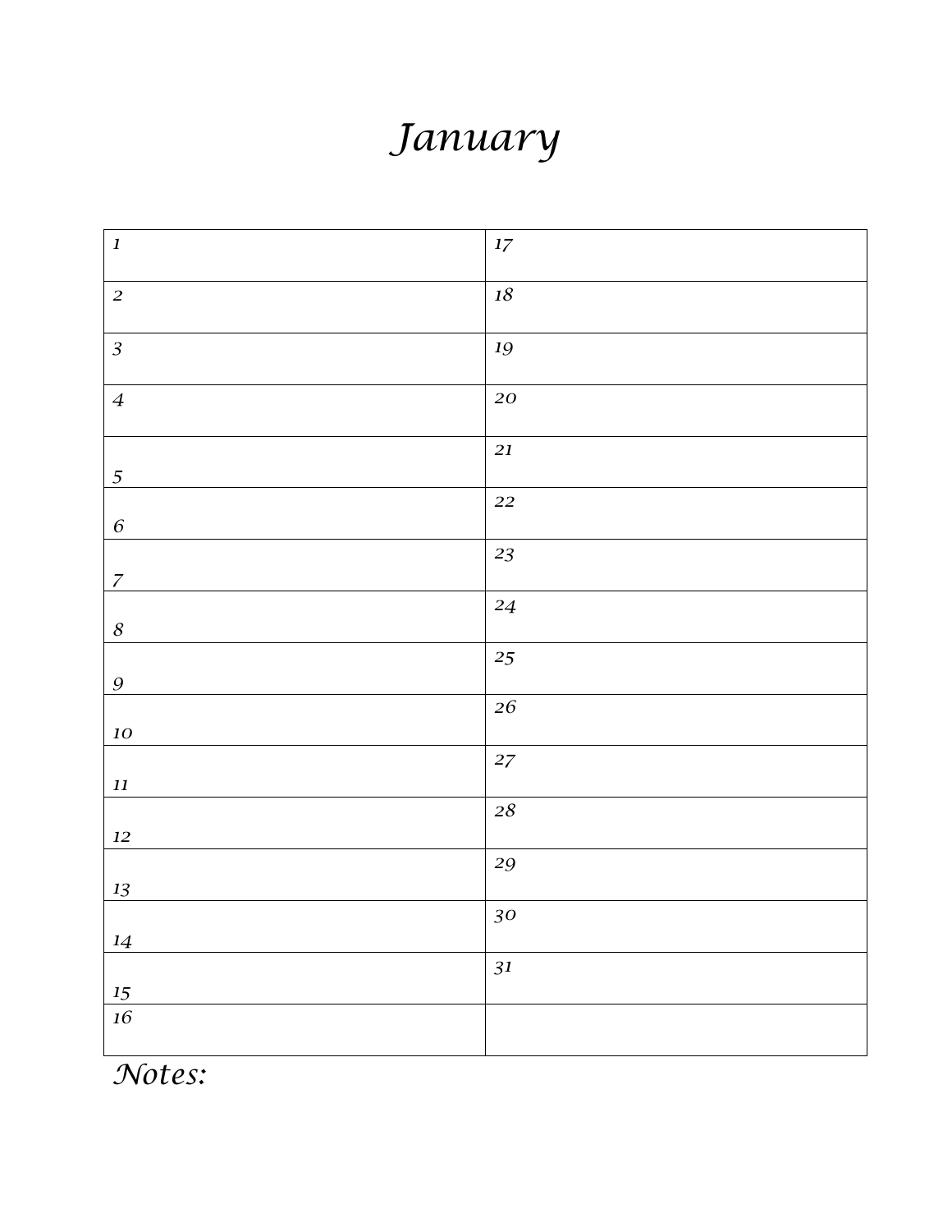# January

| 1 | 17 |
|---|---|
| 2 | 18 |
| 3 | 19 |
| 4 | 20 |
| 5 | 21 |
| 6 | 22 |
| 7 | 23 |
| 8 | 24 |
| 9 | 25 |
| 10 | 26 |
| 11 | 27 |
| 12 | 28 |
| 13 | 29 |
| 14 | 30 |
| 15 | 31 |
| 16 | |

*Notes:*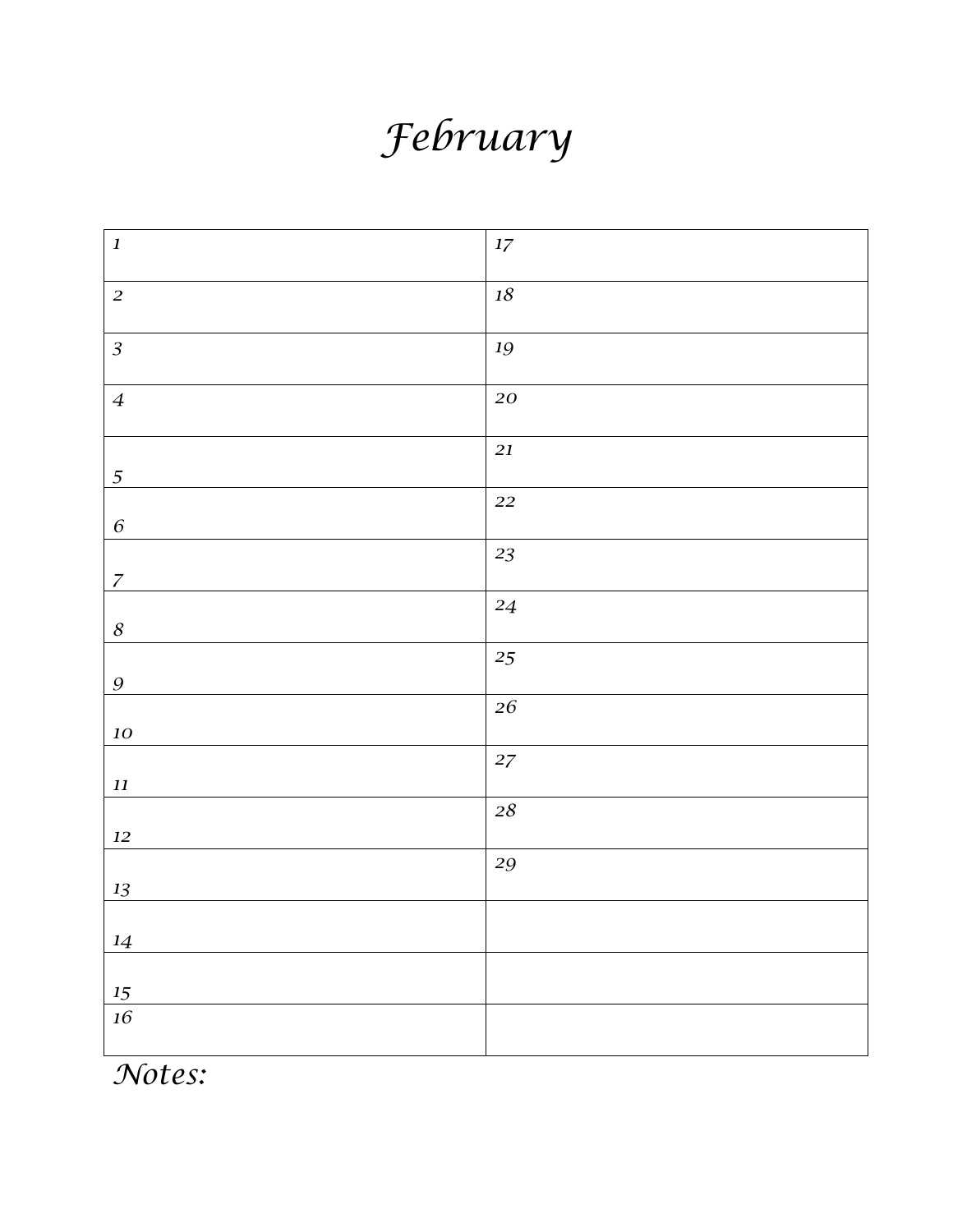# February

| | |
|---|---|
| 1 | 17 |
| 2 | 18 |
| 3 | 19 |
| 4 | 20 |
| 5 | 21 |
| 6 | 22 |
| 7 | 23 |
| 8 | 24 |
| 9 | 25 |
| 10 | 26 |
| 11 | 27 |
| 12 | 28 |
| 13 | 29 |
| 14 | |
| 15 | |
| 16 | |

*Notes:*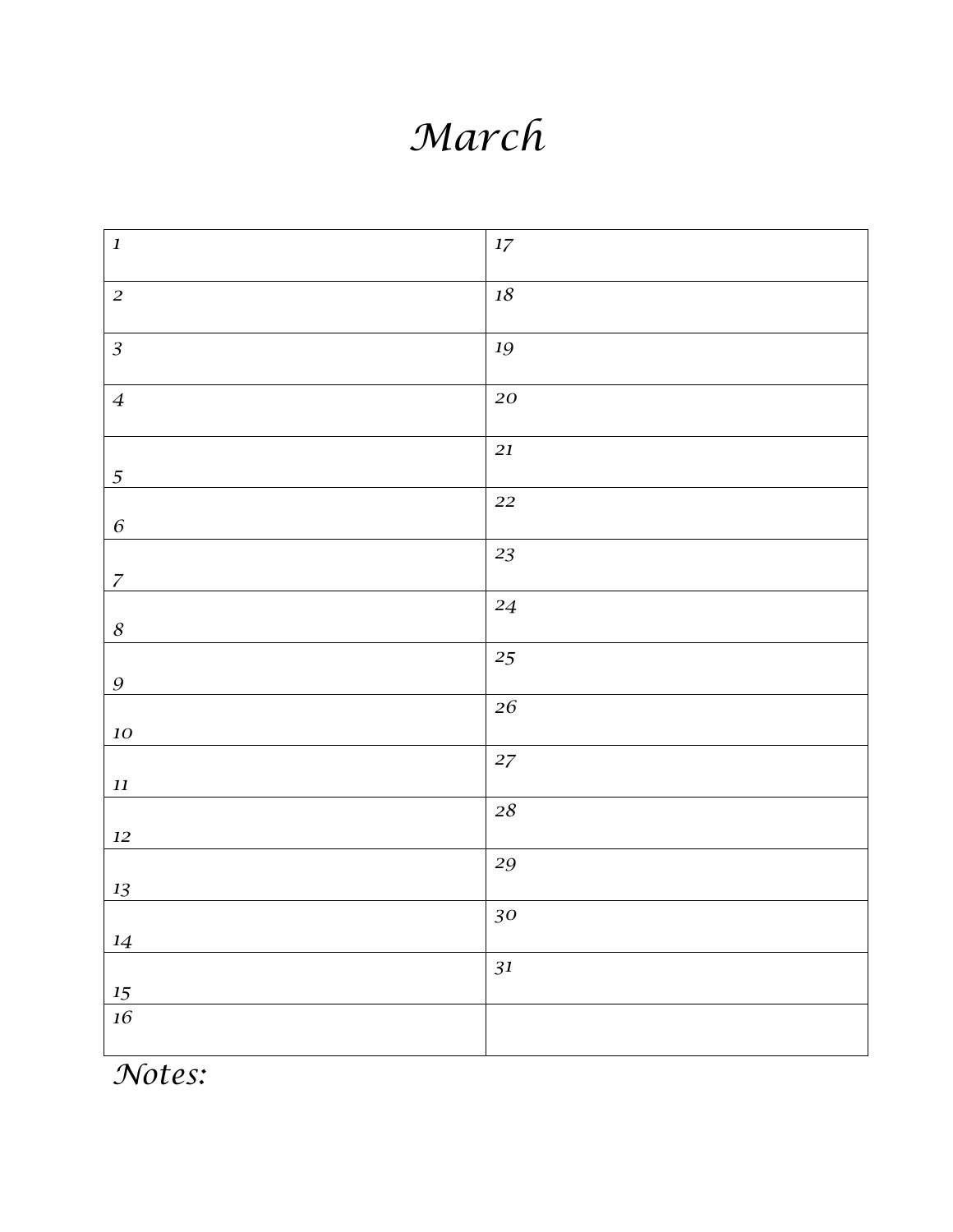# March

| | |
|---|---|
| 1 | 17 |
| 2 | 18 |
| 3 | 19 |
| 4 | 20 |
| 5 | 21 |
| 6 | 22 |
| 7 | 23 |
| 8 | 24 |
| 9 | 25 |
| 10 | 26 |
| 11 | 27 |
| 12 | 28 |
| 13 | 29 |
| 14 | 30 |
| 15 | 31 |
| 16 | |

*Notes:*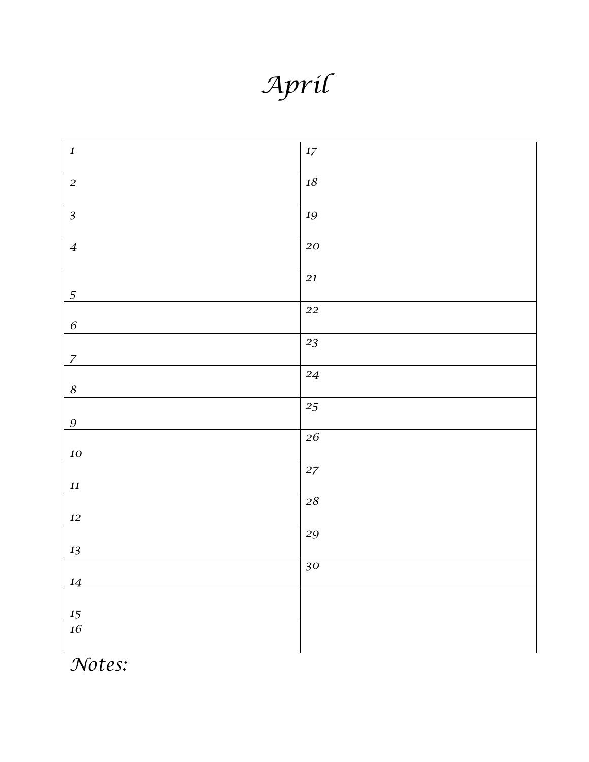# April

| 1 | 17 |
|---|---|
| 2 | 18 |
| 3 | 19 |
| 4 | 20 |
| 5 | 21 |
| 6 | 22 |
| 7 | 23 |
| 8 | 24 |
| 9 | 25 |
| 10 | 26 |
| 11 | 27 |
| 12 | 28 |
| 13 | 29 |
| 14 | 30 |
| 15 | |
| 16 | |

*Notes:*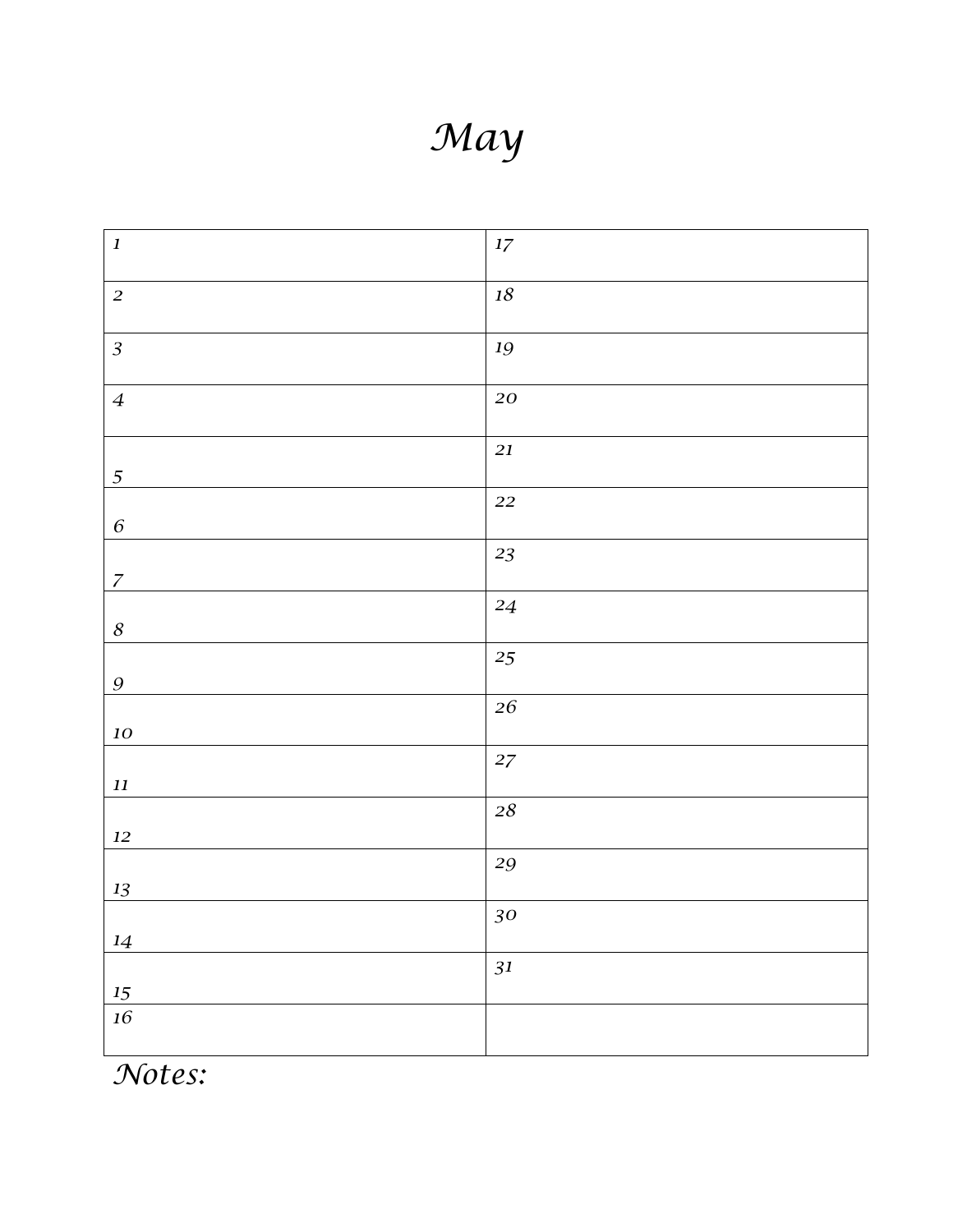# May

| 1 | 17 |
|---|---|
| 2 | 18 |
| 3 | 19 |
| 4 | 20 |
| 5 | 21 |
| 6 | 22 |
| 7 | 23 |
| 8 | 24 |
| 9 | 25 |
| 10 | 26 |
| 11 | 27 |
| 12 | 28 |
| 13 | 29 |
| 14 | 30 |
| 15 | 31 |
| 16 | |

*Notes:*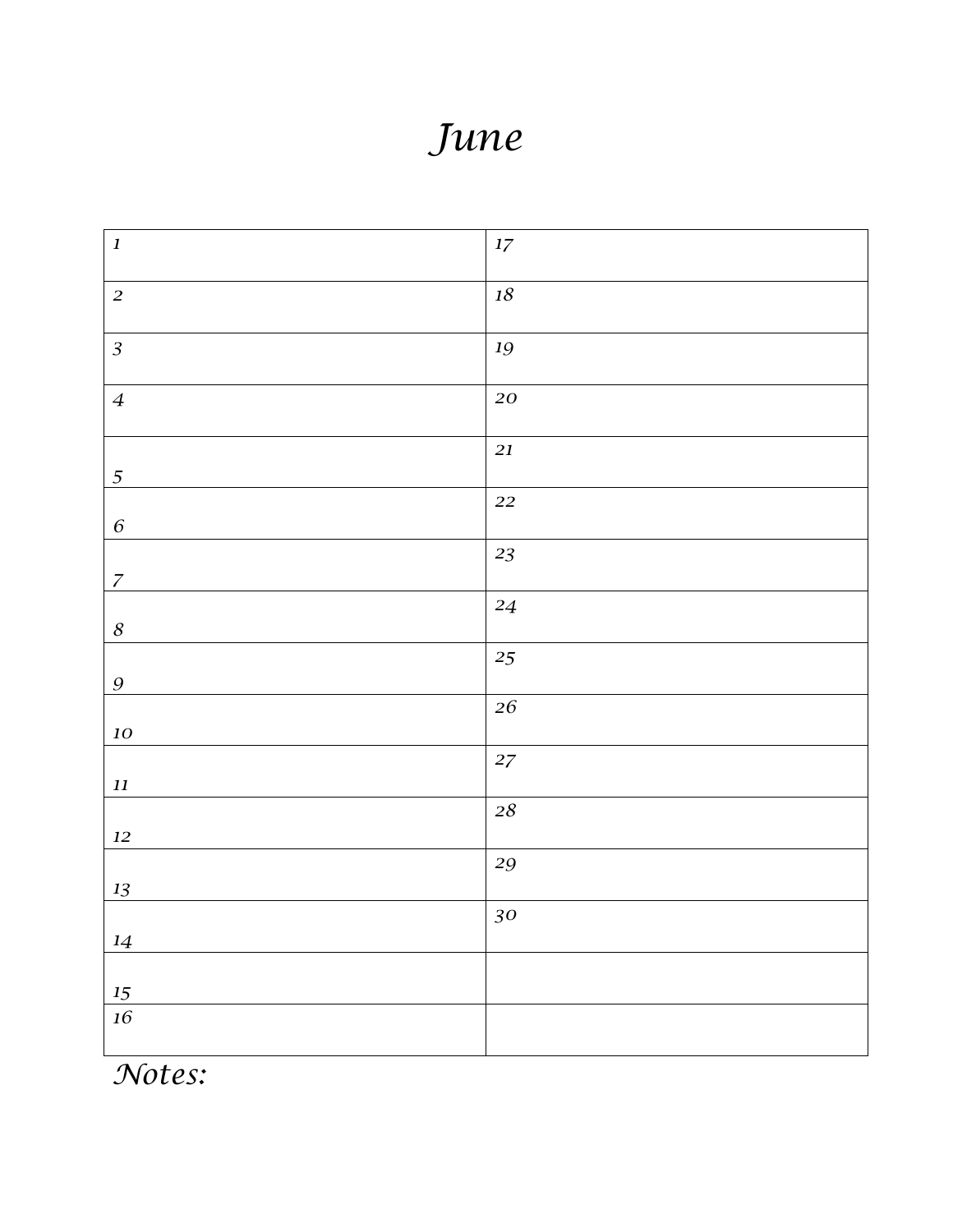# *June*

| | |
|---|---|
| *1* | *17* |
| *2* | *18* |
| *3* | *19* |
| *4* | *20* |
| *5* | *21* |
| *6* | *22* |
| *7* | *23* |
| *8* | *24* |
| *9* | *25* |
| *10* | *26* |
| *11* | *27* |
| *12* | *28* |
| *13* | *29* |
| *14* | *30* |
| *15* | |
| *16* | |

*Notes:*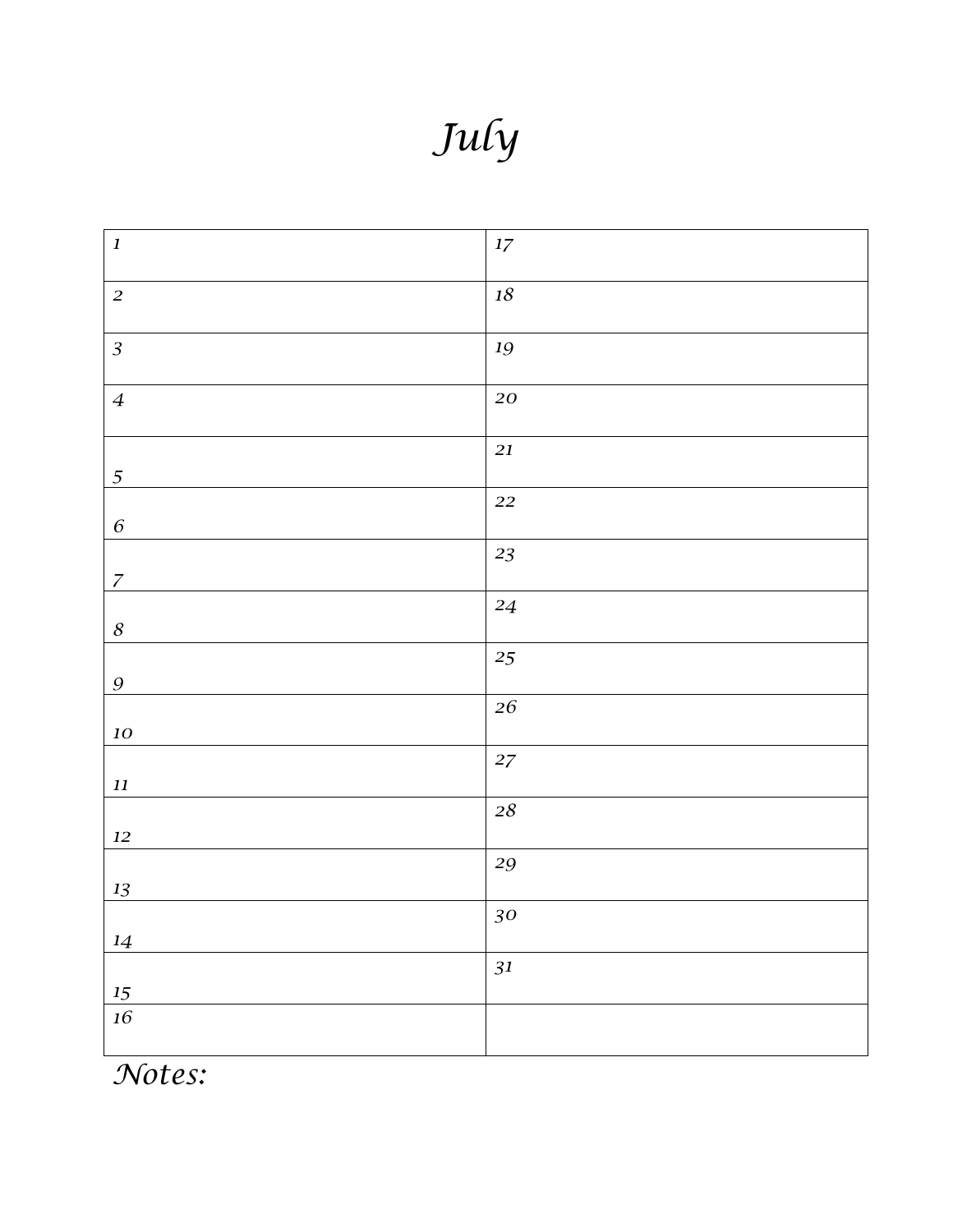# *July*

| *1* | *17* |
|---|---|
| *2* | *18* |
| *3* | *19* |
| *4* | *20* |
| *5* | *21* |
| *6* | *22* |
| *7* | *23* |
| *8* | *24* |
| *9* | *25* |
| *10* | *26* |
| *11* | *27* |
| *12* | *28* |
| *13* | *29* |
| *14* | *30* |
| *15* | *31* |
| *16* | |

*Notes:*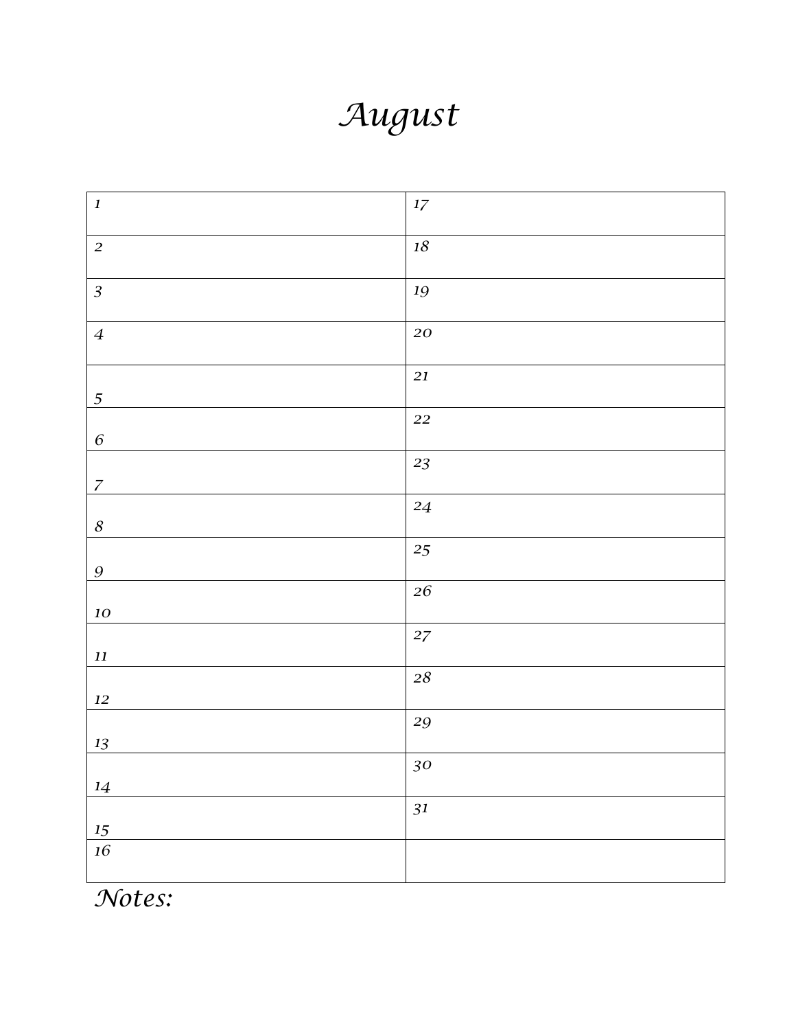# August

| 1 | 17 |
|---|---|
| 2 | 18 |
| 3 | 19 |
| 4 | 20 |
| 5 | 21 |
| 6 | 22 |
| 7 | 23 |
| 8 | 24 |
| 9 | 25 |
| 10 | 26 |
| 11 | 27 |
| 12 | 28 |
| 13 | 29 |
| 14 | 30 |
| 15 | 31 |
| 16 | |

*Notes:*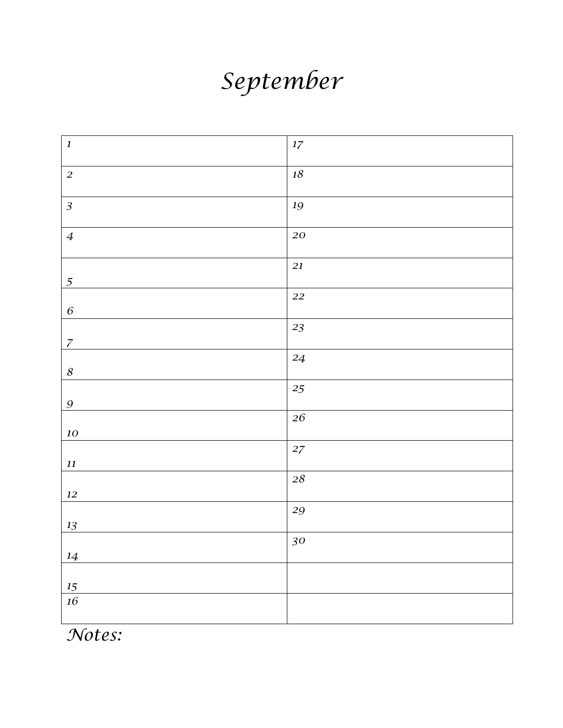# September

| 1 | 17 |
|---|---|
| 2 | 18 |
| 3 | 19 |
| 4 | 20 |
| 5 | 21 |
| 6 | 22 |
| 7 | 23 |
| 8 | 24 |
| 9 | 25 |
| 10 | 26 |
| 11 | 27 |
| 12 | 28 |
| 13 | 29 |
| 14 | 30 |
| 15 | |
| 16 | |

*Notes:*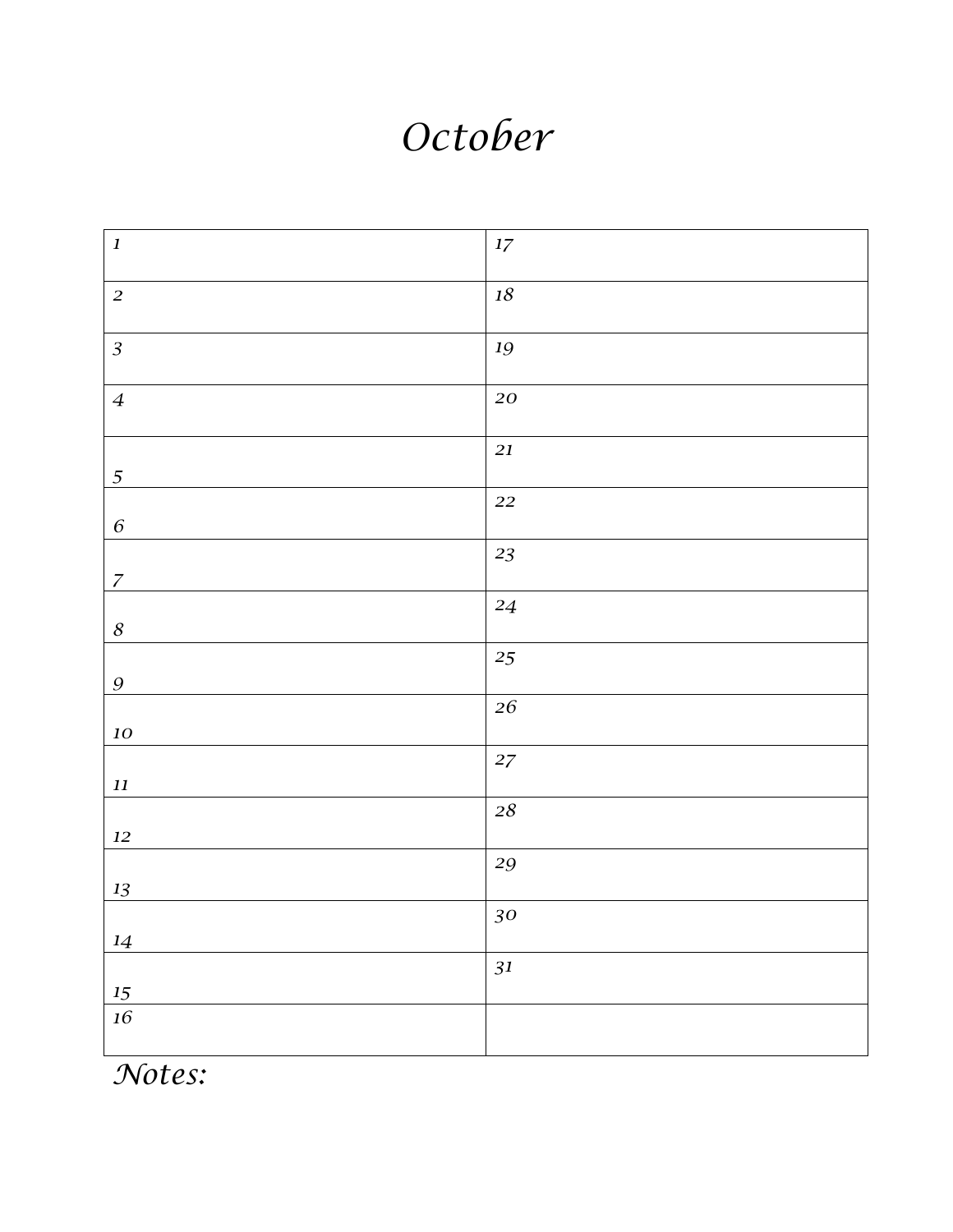# October

| 1 | 17 |
|---|---|
| 2 | 18 |
| 3 | 19 |
| 4 | 20 |
| 5 | 21 |
| 6 | 22 |
| 7 | 23 |
| 8 | 24 |
| 9 | 25 |
| 10 | 26 |
| 11 | 27 |
| 12 | 28 |
| 13 | 29 |
| 14 | 30 |
| 15 | 31 |
| 16 | |

*Notes:*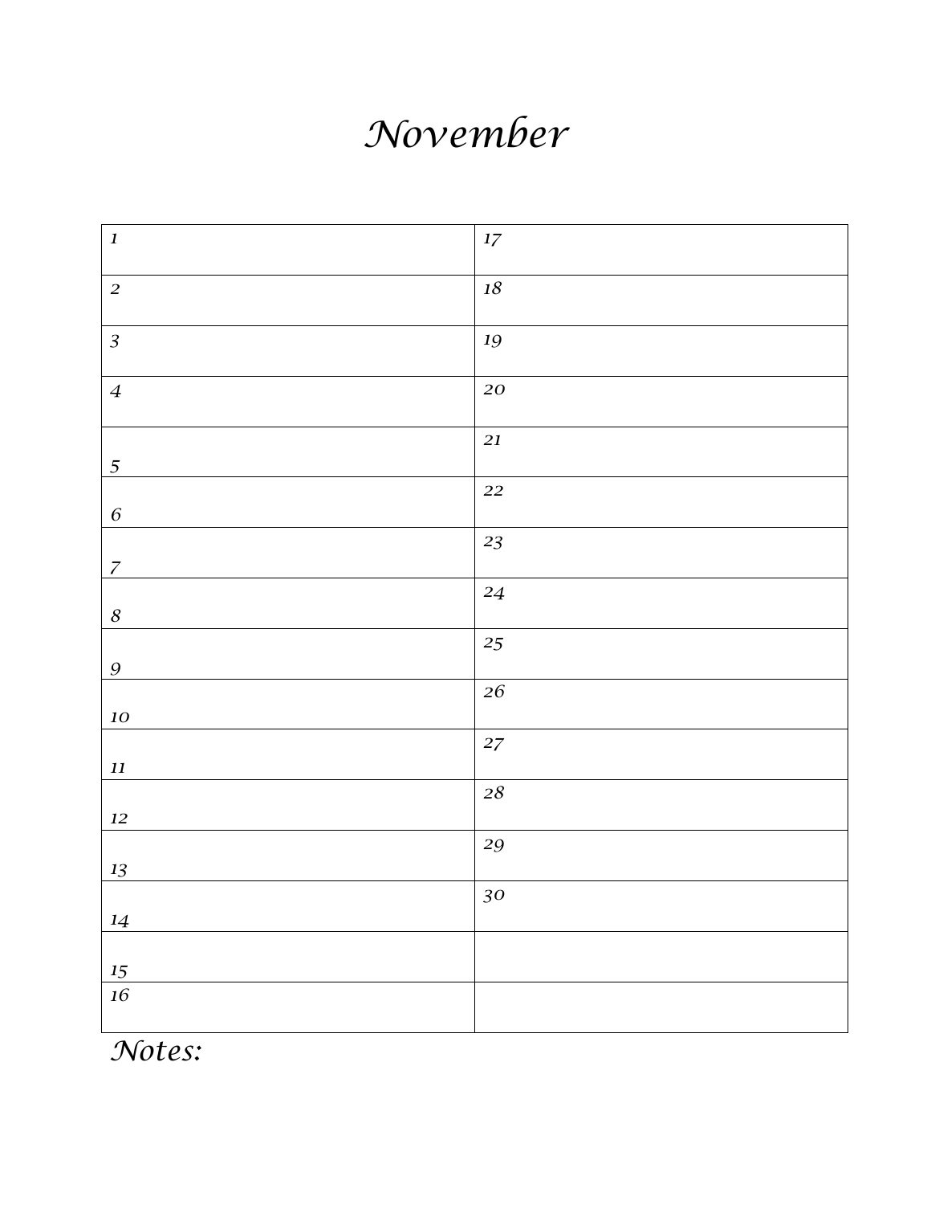# November

| | |
|---|---|
| 1 | 17 |
| 2 | 18 |
| 3 | 19 |
| 4 | 20 |
| 5 | 21 |
| 6 | 22 |
| 7 | 23 |
| 8 | 24 |
| 9 | 25 |
| 10 | 26 |
| 11 | 27 |
| 12 | 28 |
| 13 | 29 |
| 14 | 30 |
| 15 | |
| 16 | |

*Notes:*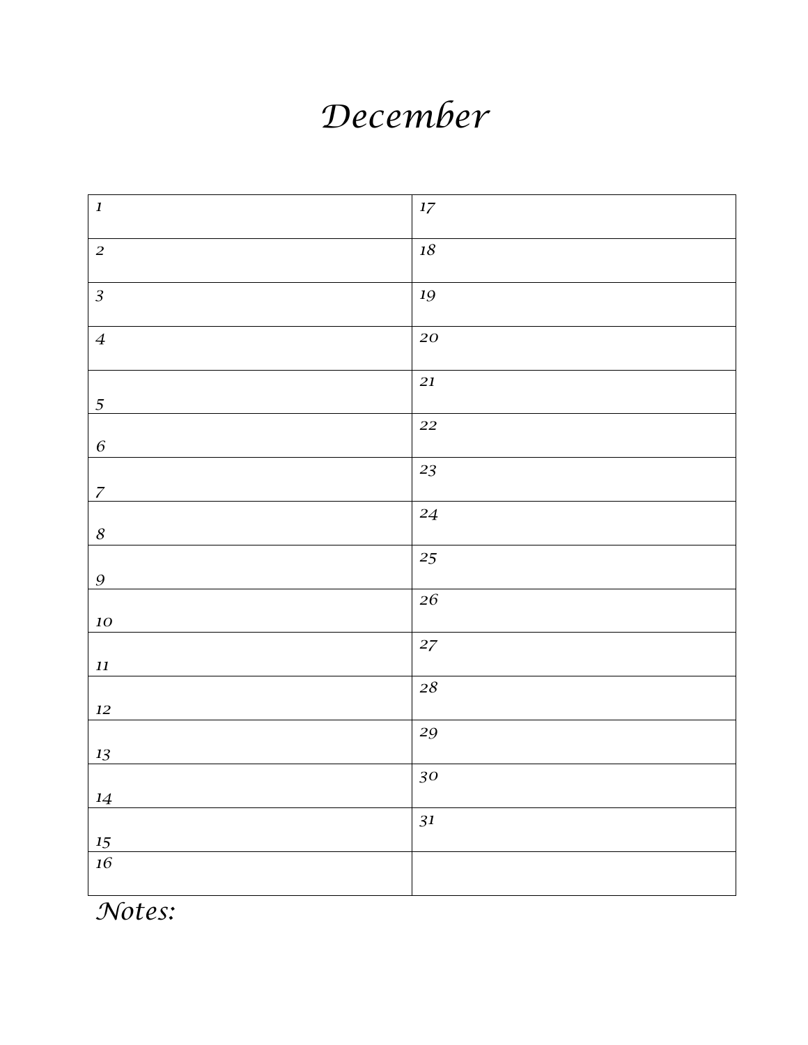# *December*

| | |
|---|---|
| *1* | *17* |
| *2* | *18* |
| *3* | *19* |
| *4* | *20* |
| *5* | *21* |
| *6* | *22* |
| *7* | *23* |
| *8* | *24* |
| *9* | *25* |
| *10* | *26* |
| *11* | *27* |
| *12* | *28* |
| *13* | *29* |
| *14* | *30* |
| *15* | *31* |
| *16* | |

*Notes:*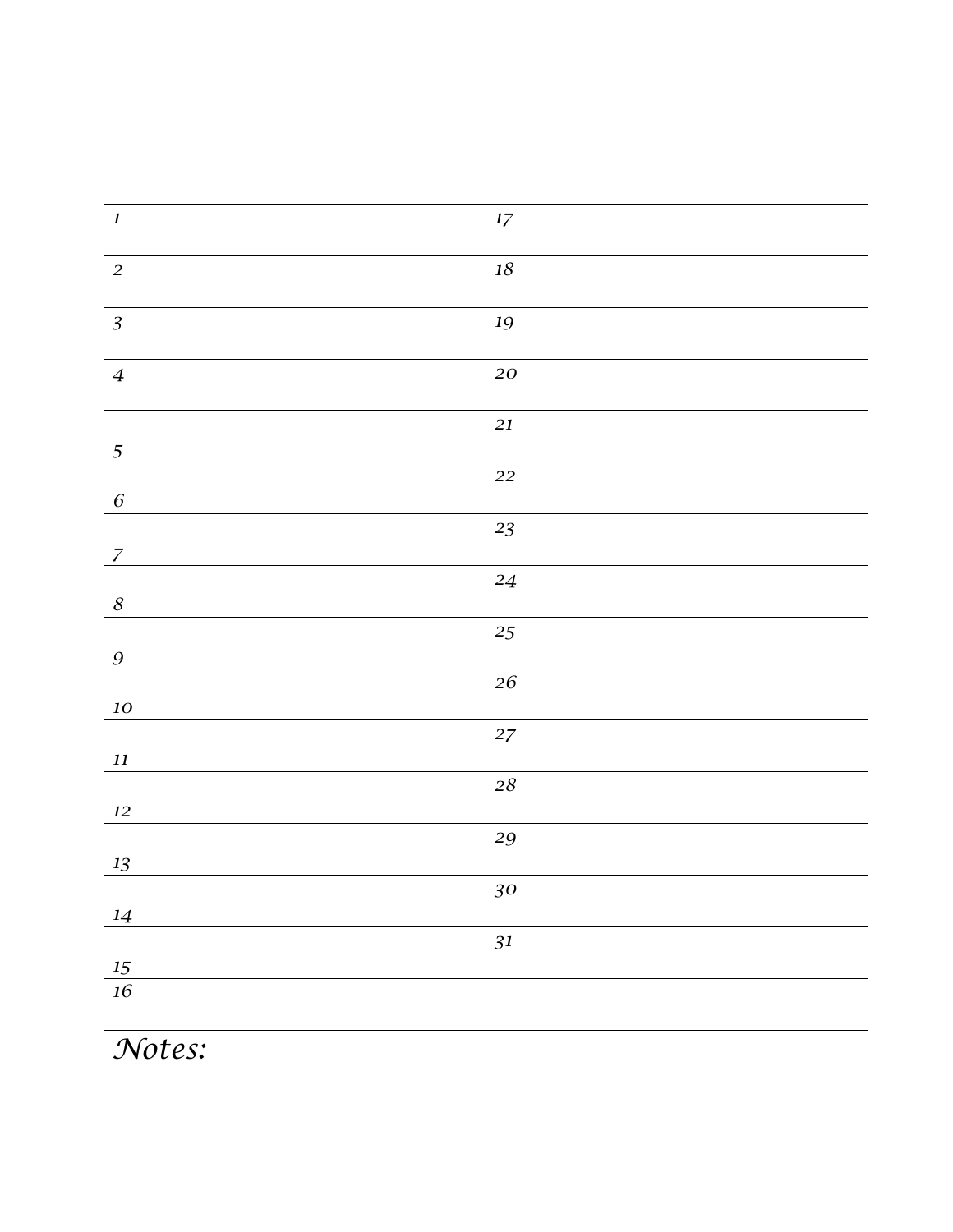| | |
|---|---|
| *1* | *17* |
| *2* | *18* |
| *3* | *19* |
| *4* | *20* |
| *5* | *21* |
| *6* | *22* |
| *7* | *23* |
| *8* | *24* |
| *9* | *25* |
| *10* | *26* |
| *11* | *27* |
| *12* | *28* |
| *13* | *29* |
| *14* | *30* |
| *15* | *31* |
| *16* | |

*Notes:*